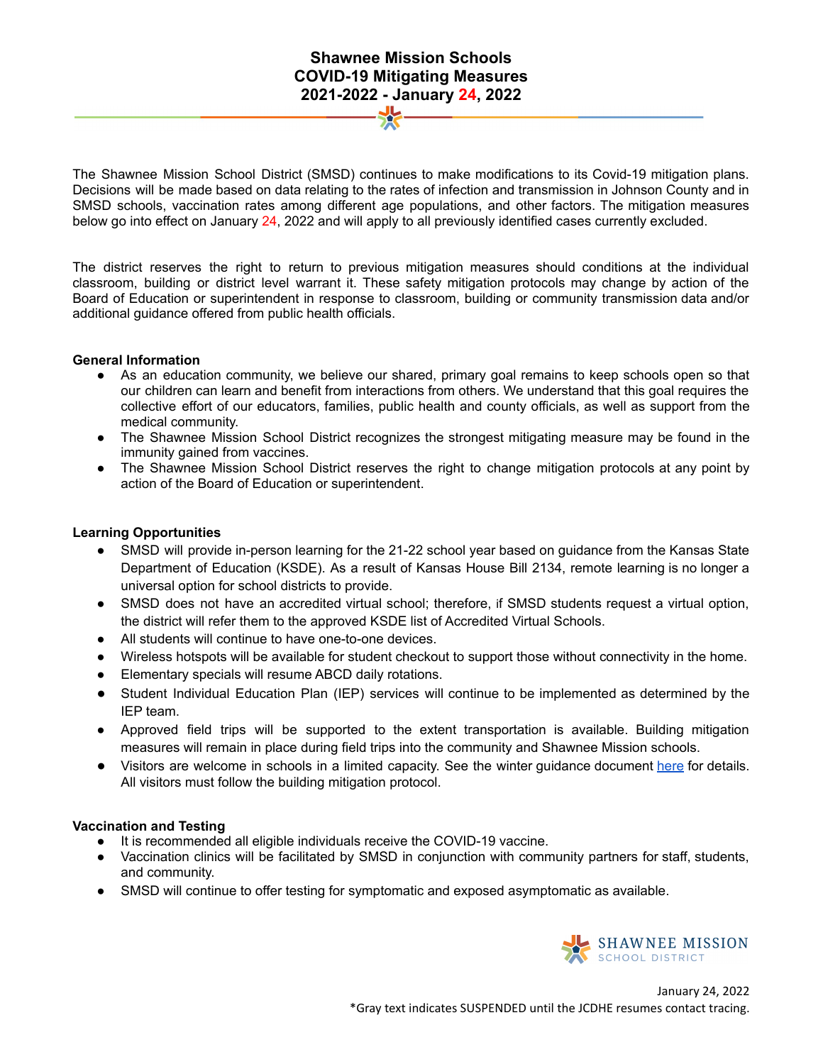# Shawnee Mission Schools
# COVID-19 Mitigating Measures
# 2021-2022 - January 24, 2022

The Shawnee Mission School District (SMSD) continues to make modifications to its Covid-19 mitigation plans. Decisions will be made based on data relating to the rates of infection and transmission in Johnson County and in SMSD schools, vaccination rates among different age populations, and other factors. The mitigation measures below go into effect on January 24, 2022 and will apply to all previously identified cases currently excluded.

The district reserves the right to return to previous mitigation measures should conditions at the individual classroom, building or district level warrant it. These safety mitigation protocols may change by action of the Board of Education or superintendent in response to classroom, building or community transmission data and/or additional guidance offered from public health officials.

**General Information**

- As an education community, we believe our shared, primary goal remains to keep schools open so that our children can learn and benefit from interactions from others. We understand that this goal requires the collective effort of our educators, families, public health and county officials, as well as support from the medical community.
- The Shawnee Mission School District recognizes the strongest mitigating measure may be found in the immunity gained from vaccines.
- The Shawnee Mission School District reserves the right to change mitigation protocols at any point by action of the Board of Education or superintendent.

**Learning Opportunities**

- SMSD will provide in-person learning for the 21-22 school year based on guidance from the Kansas State Department of Education (KSDE). As a result of Kansas House Bill 2134, remote learning is no longer a universal option for school districts to provide.
- SMSD does not have an accredited virtual school; therefore, if SMSD students request a virtual option, the district will refer them to the approved KSDE list of Accredited Virtual Schools.
- All students will continue to have one-to-one devices.
- Wireless hotspots will be available for student checkout to support those without connectivity in the home.
- Elementary specials will resume ABCD daily rotations.
- Student Individual Education Plan (IEP) services will continue to be implemented as determined by the IEP team.
- Approved field trips will be supported to the extent transportation is available. Building mitigation measures will remain in place during field trips into the community and Shawnee Mission schools.
- Visitors are welcome in schools in a limited capacity. See the winter guidance document here for details. All visitors must follow the building mitigation protocol.

**Vaccination and Testing**

- It is recommended all eligible individuals receive the COVID-19 vaccine.
- Vaccination clinics will be facilitated by SMSD in conjunction with community partners for staff, students, and community.
- SMSD will continue to offer testing for symptomatic and exposed asymptomatic as available.

SHAWNEE MISSION SCHOOL DISTRICT

January 24, 2022

*Gray text indicates SUSPENDED until the JCDHE resumes contact tracing.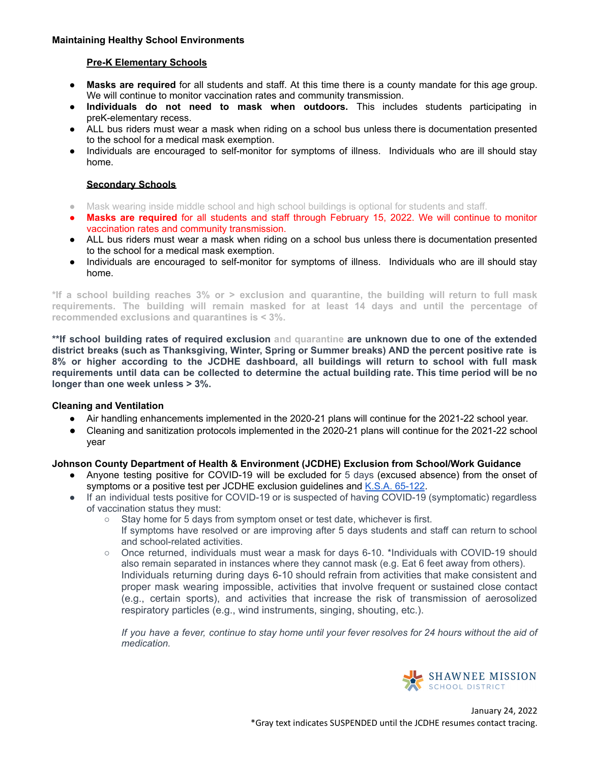**Maintaining Healthy School Environments**

**Pre-K Elementary Schools**

- **Masks are required** for all students and staff. At this time there is a county mandate for this age group. We will continue to monitor vaccination rates and community transmission.
- **Individuals do not need to mask when outdoors.** This includes students participating in preK-elementary recess.
- ALL bus riders must wear a mask when riding on a school bus unless there is documentation presented to the school for a medical mask exemption.
- Individuals are encouraged to self-monitor for symptoms of illness. Individuals who are ill should stay home.

**Secondary Schools**

- Mask wearing inside middle school and high school buildings is optional for students and staff.
- **Masks are required** for all students and staff through February 15, 2022. We will continue to monitor vaccination rates and community transmission.
- ALL bus riders must wear a mask when riding on a school bus unless there is documentation presented to the school for a medical mask exemption.
- Individuals are encouraged to self-monitor for symptoms of illness. Individuals who are ill should stay home.

**\*If a school building reaches 3% or > exclusion and quarantine, the building will return to full mask requirements. The building will remain masked for at least 14 days and until the percentage of recommended exclusions and quarantines is < 3%.**

**\*\*If school building rates of required exclusion and quarantine are unknown due to one of the extended district breaks (such as Thanksgiving, Winter, Spring or Summer breaks) AND the percent positive rate is 8% or higher according to the JCDHE dashboard, all buildings will return to school with full mask requirements until data can be collected to determine the actual building rate. This time period will be no longer than one week unless > 3%.**

**Cleaning and Ventilation**

- Air handling enhancements implemented in the 2020-21 plans will continue for the 2021-22 school year.
- Cleaning and sanitization protocols implemented in the 2020-21 plans will continue for the 2021-22 school year

**Johnson County Department of Health & Environment (JCDHE) Exclusion from School/Work Guidance**

- Anyone testing positive for COVID-19 will be excluded for 5 days (excused absence) from the onset of symptoms or a positive test per JCDHE exclusion guidelines and K.S.A. 65-122.
- If an individual tests positive for COVID-19 or is suspected of having COVID-19 (symptomatic) regardless of vaccination status they must:
  - Stay home for 5 days from symptom onset or test date, whichever is first.
    If symptoms have resolved or are improving after 5 days students and staff can return to school and school-related activities.
  - Once returned, individuals must wear a mask for days 6-10. *Individuals with COVID-19 should also remain separated in instances where they cannot mask (e.g. Eat 6 feet away from others).
    Individuals returning during days 6-10 should refrain from activities that make consistent and proper mask wearing impossible, activities that involve frequent or sustained close contact (e.g., certain sports), and activities that increase the risk of transmission of aerosolized respiratory particles (e.g., wind instruments, singing, shouting, etc.).

    *If you have a fever, continue to stay home until your fever resolves for 24 hours without the aid of medication.*

SHAWNEE MISSION SCHOOL DISTRICT

January 24, 2022

*Gray text indicates SUSPENDED until the JCDHE resumes contact tracing.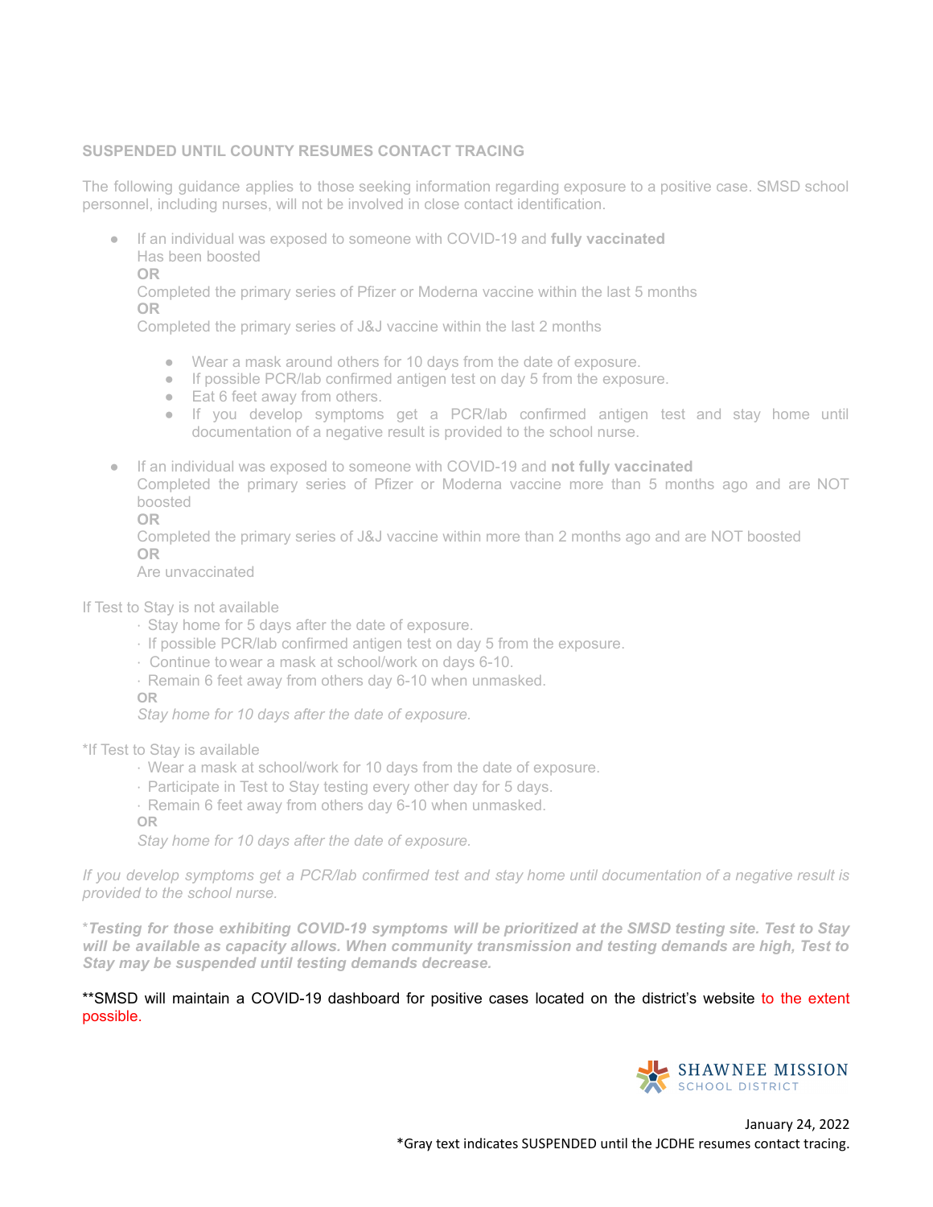**SUSPENDED UNTIL COUNTY RESUMES CONTACT TRACING**

The following guidance applies to those seeking information regarding exposure to a positive case. SMSD school personnel, including nurses, will not be involved in close contact identification.

- If an individual was exposed to someone with COVID-19 and **fully vaccinated**
  Has been boosted
  **OR**
  Completed the primary series of Pfizer or Moderna vaccine within the last 5 months
  **OR**
  Completed the primary series of J&J vaccine within the last 2 months
  - Wear a mask around others for 10 days from the date of exposure.
  - If possible PCR/lab confirmed antigen test on day 5 from the exposure.
  - Eat 6 feet away from others.
  - If you develop symptoms get a PCR/lab confirmed antigen test and stay home until documentation of a negative result is provided to the school nurse.

- If an individual was exposed to someone with COVID-19 and **not fully vaccinated**
  Completed the primary series of Pfizer or Moderna vaccine more than 5 months ago and are NOT boosted
  **OR**
  Completed the primary series of J&J vaccine within more than 2 months ago and are NOT boosted
  **OR**
  Are unvaccinated

If Test to Stay is not available

- Stay home for 5 days after the date of exposure.
- If possible PCR/lab confirmed antigen test on day 5 from the exposure.
- Continue to wear a mask at school/work on days 6-10.
- Remain 6 feet away from others day 6-10 when unmasked.

**OR**

*Stay home for 10 days after the date of exposure.*

*If Test to Stay is available

- Wear a mask at school/work for 10 days from the date of exposure.
- Participate in Test to Stay testing every other day for 5 days.
- Remain 6 feet away from others day 6-10 when unmasked.

**OR**

*Stay home for 10 days after the date of exposure.*

*If you develop symptoms get a PCR/lab confirmed test and stay home until documentation of a negative result is provided to the school nurse.*

****Testing for those exhibiting COVID-19 symptoms will be prioritized at the SMSD testing site. Test to Stay will be available as capacity allows. When community transmission and testing demands are high, Test to Stay may be suspended until testing demands decrease.***

**SMSD will maintain a COVID-19 dashboard for positive cases located on the district's website to the extent possible.

SHAWNEE MISSION SCHOOL DISTRICT

January 24, 2022

*Gray text indicates SUSPENDED until the JCDHE resumes contact tracing.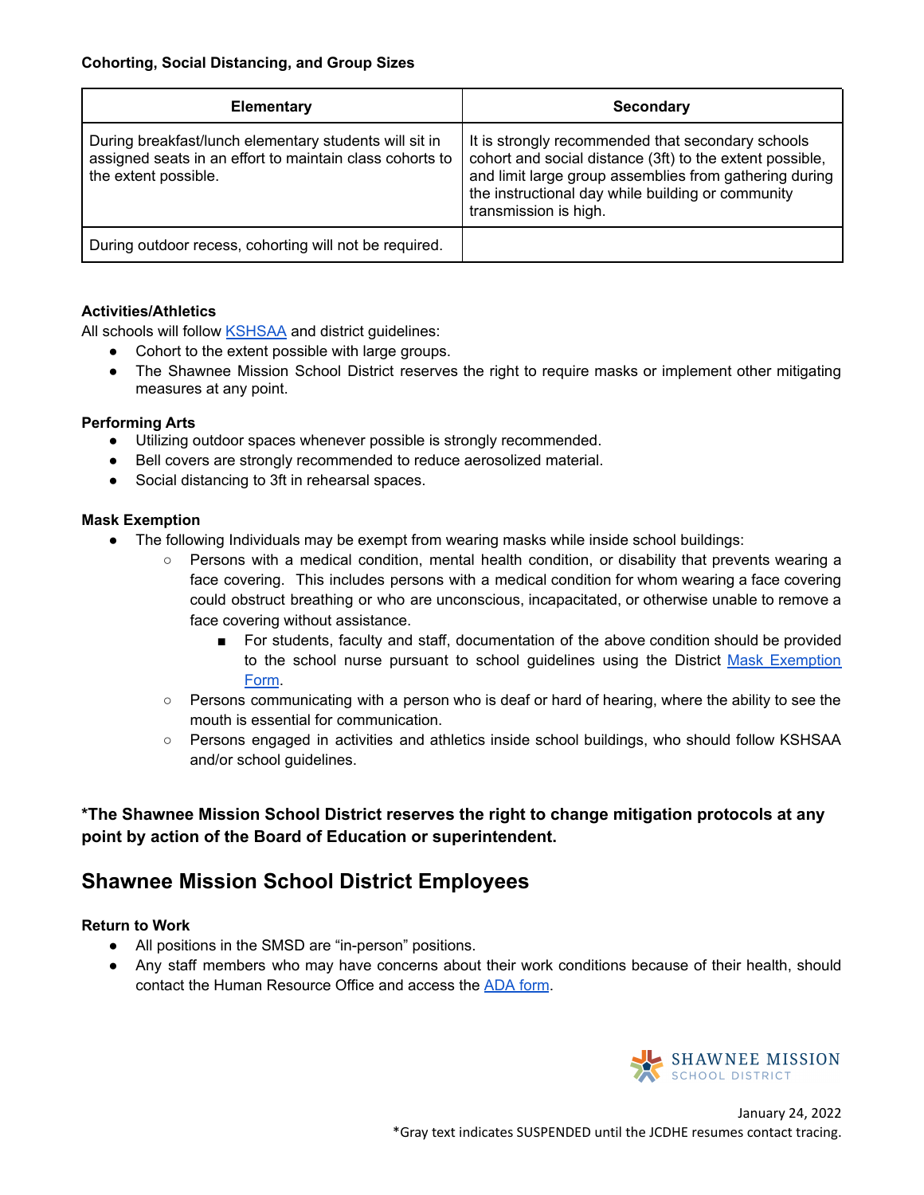**Cohorting, Social Distancing, and Group Sizes**

| Elementary | Secondary |
| --- | --- |
| During breakfast/lunch elementary students will sit in assigned seats in an effort to maintain class cohorts to the extent possible. | It is strongly recommended that secondary schools cohort and social distance (3ft) to the extent possible, and limit large group assemblies from gathering during the instructional day while building or community transmission is high. |
| During outdoor recess, cohorting will not be required. | |

**Activities/Athletics**

All schools will follow KSHSAA and district guidelines:

- Cohort to the extent possible with large groups.
- The Shawnee Mission School District reserves the right to require masks or implement other mitigating measures at any point.

**Performing Arts**

- Utilizing outdoor spaces whenever possible is strongly recommended.
- Bell covers are strongly recommended to reduce aerosolized material.
- Social distancing to 3ft in rehearsal spaces.

**Mask Exemption**

- The following Individuals may be exempt from wearing masks while inside school buildings:
  - Persons with a medical condition, mental health condition, or disability that prevents wearing a face covering. This includes persons with a medical condition for whom wearing a face covering could obstruct breathing or who are unconscious, incapacitated, or otherwise unable to remove a face covering without assistance.
    - For students, faculty and staff, documentation of the above condition should be provided to the school nurse pursuant to school guidelines using the District Mask Exemption Form.
  - Persons communicating with a person who is deaf or hard of hearing, where the ability to see the mouth is essential for communication.
  - Persons engaged in activities and athletics inside school buildings, who should follow KSHSAA and/or school guidelines.

**\*The Shawnee Mission School District reserves the right to change mitigation protocols at any point by action of the Board of Education or superintendent.**

## Shawnee Mission School District Employees

**Return to Work**

- All positions in the SMSD are "in-person" positions.
- Any staff members who may have concerns about their work conditions because of their health, should contact the Human Resource Office and access the ADA form.

January 24, 2022

*Gray text indicates SUSPENDED until the JCDHE resumes contact tracing.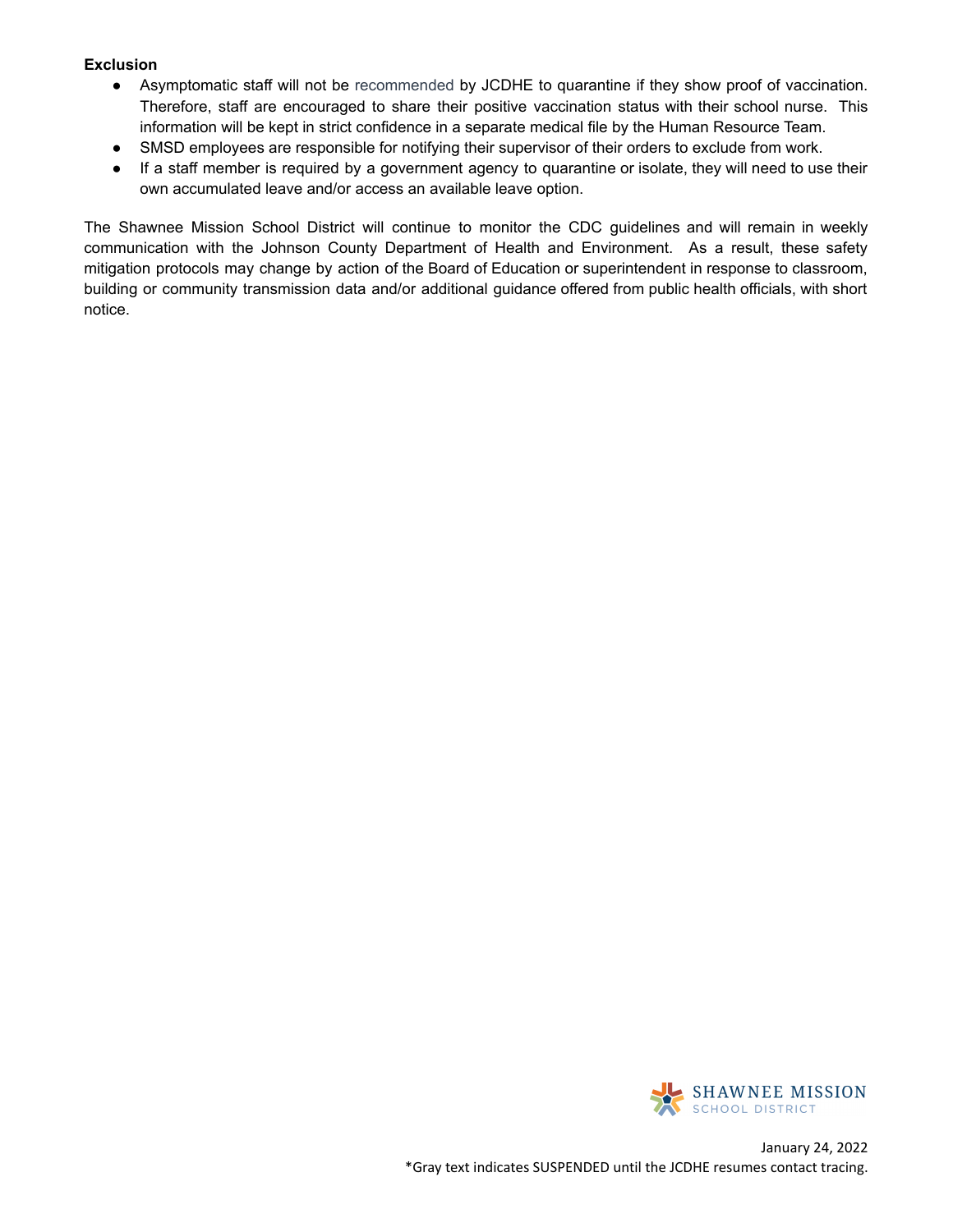**Exclusion**

- Asymptomatic staff will not be recommended by JCDHE to quarantine if they show proof of vaccination. Therefore, staff are encouraged to share their positive vaccination status with their school nurse. This information will be kept in strict confidence in a separate medical file by the Human Resource Team.
- SMSD employees are responsible for notifying their supervisor of their orders to exclude from work.
- If a staff member is required by a government agency to quarantine or isolate, they will need to use their own accumulated leave and/or access an available leave option.

The Shawnee Mission School District will continue to monitor the CDC guidelines and will remain in weekly communication with the Johnson County Department of Health and Environment. As a result, these safety mitigation protocols may change by action of the Board of Education or superintendent in response to classroom, building or community transmission data and/or additional guidance offered from public health officials, with short notice.

SHAWNEE MISSION SCHOOL DISTRICT

January 24, 2022

*Gray text indicates SUSPENDED until the JCDHE resumes contact tracing.